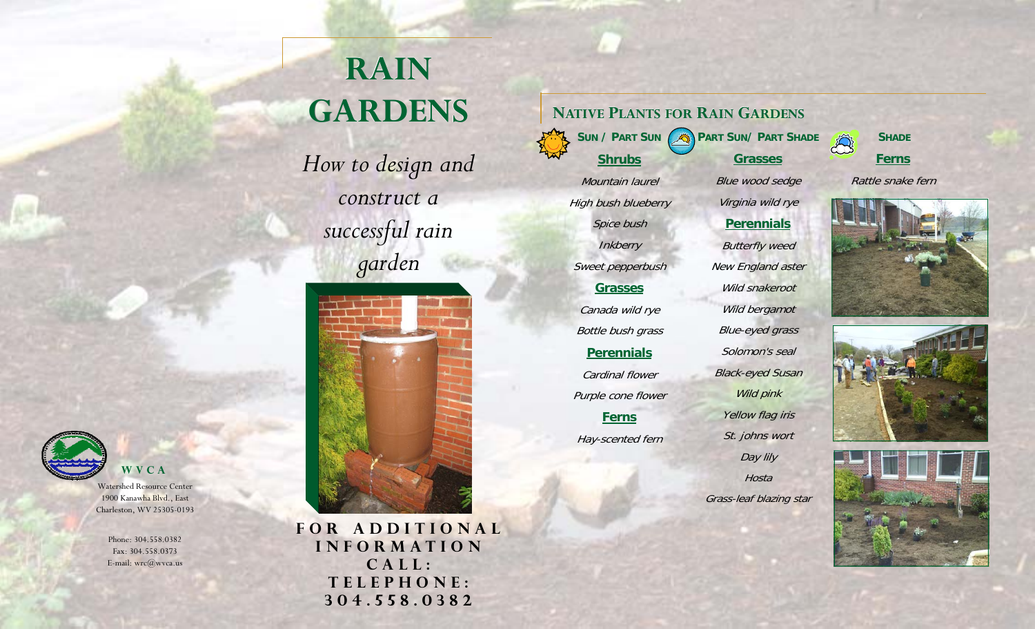# RAIN GARDENS

*How to design and construct a successful rain garden*

**FOR ADDITIONAL INFORMATION CALL: TELEPHONE: 304.558.0382**

**W V C A**

Watershed Resource Center
1900 Kanawha Blvd., East
Charleston, WV 25305-0193

Phone: 304.558.0382
Fax: 304.558.0373
E-mail: wrc@wvca.us

## NATIVE PLANTS FOR RAIN GARDENS

### SUN / PART SUN

**Shrubs**

*Mountain laurel*
*High bush blueberry*
*Spice bush*
*Inkberry*
*Sweet pepperbush*

**Grasses**

*Canada wild rye*
*Bottle bush grass*

**Perennials**

*Cardinal flower*
*Purple cone flower*

**Ferns**

*Hay-scented fern*

### PART SUN/ PART SHADE

**Grasses**

*Blue wood sedge*
*Virginia wild rye*

**Perennials**

*Butterfly weed*
*New England aster*
*Wild snakeroot*
*Wild bergamot*
*Blue-eyed grass*
*Solomon's seal*
*Black-eyed Susan*
*Wild pink*
*Yellow flag iris*
*St. johns wort*
*Day lily*
*Hosta*
*Grass-leaf blazing star*

### SHADE

**Ferns**

*Rattle snake fern*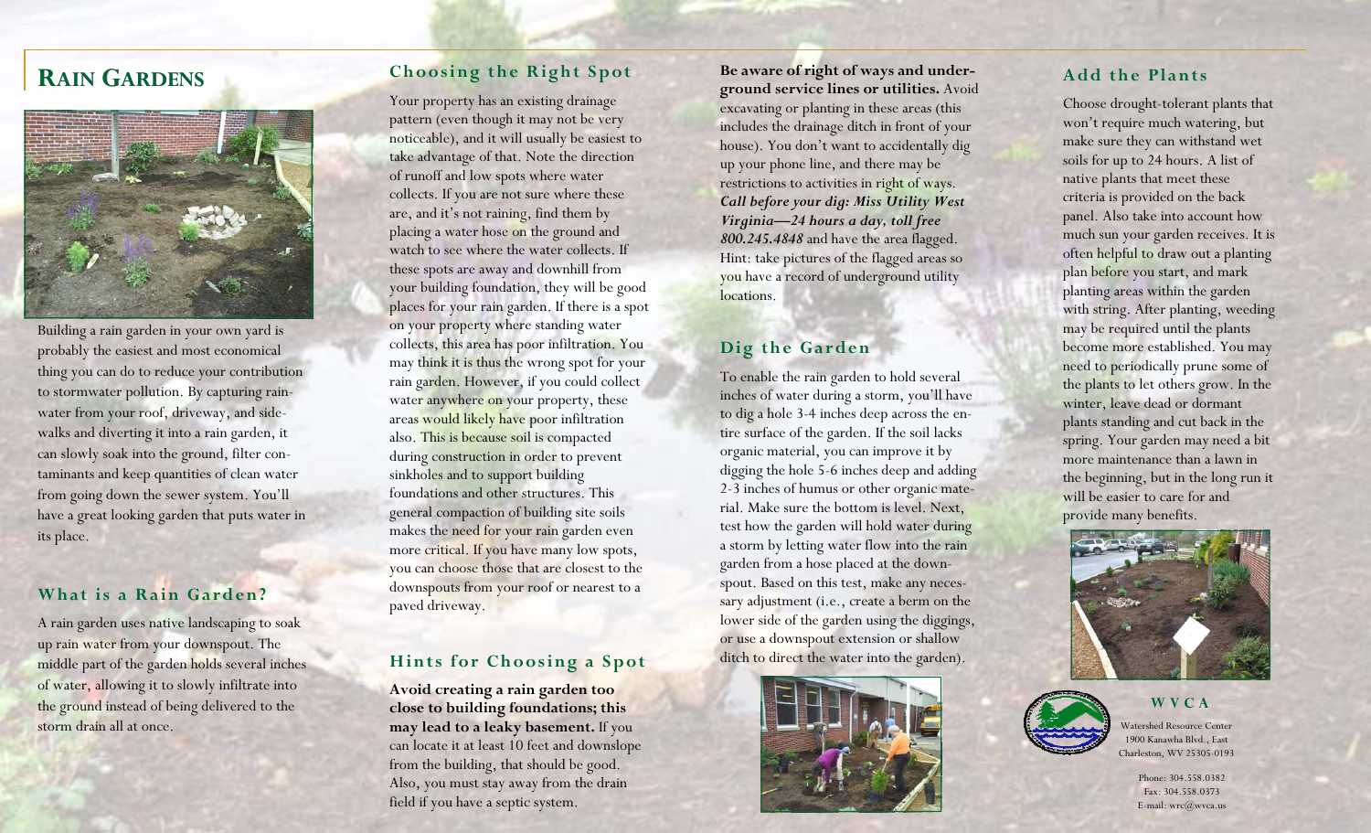# RAIN GARDENS

Building a rain garden in your own yard is probably the easiest and most economical thing you can do to reduce your contribution to stormwater pollution. By capturing rainwater from your roof, driveway, and sidewalks and diverting it into a rain garden, it can slowly soak into the ground, filter contaminants and keep quantities of clean water from going down the sewer system. You'll have a great looking garden that puts water in its place.

## What is a Rain Garden?

A rain garden uses native landscaping to soak up rain water from your downspout. The middle part of the garden holds several inches of water, allowing it to slowly infiltrate into the ground instead of being delivered to the storm drain all at once.

## Choosing the Right Spot

Your property has an existing drainage pattern (even though it may not be very noticeable), and it will usually be easiest to take advantage of that. Note the direction of runoff and low spots where water collects. If you are not sure where these are, and it's not raining, find them by placing a water hose on the ground and watch to see where the water collects. If these spots are away and downhill from your building foundation, they will be good places for your rain garden. If there is a spot on your property where standing water collects, this area has poor infiltration. You may think it is thus the wrong spot for your rain garden. However, if you could collect water anywhere on your property, these areas would likely have poor infiltration also. This is because soil is compacted during construction in order to prevent sinkholes and to support building foundations and other structures. This general compaction of building site soils makes the need for your rain garden even more critical. If you have many low spots, you can choose those that are closest to the downspouts from your roof or nearest to a paved driveway.

## Hints for Choosing a Spot

**Avoid creating a rain garden too close to building foundations; this may lead to a leaky basement.** If you can locate it at least 10 feet and downslope from the building, that should be good. Also, you must stay away from the drain field if you have a septic system.

**Be aware of right of ways and underground service lines or utilities.** Avoid excavating or planting in these areas (this includes the drainage ditch in front of your house). You don't want to accidentally dig up your phone line, and there may be restrictions to activities in right of ways. ***Call before your dig: Miss Utility West Virginia—24 hours a day, toll free 800.245.4848*** and have the area flagged. Hint: take pictures of the flagged areas so you have a record of underground utility locations.

## Dig the Garden

To enable the rain garden to hold several inches of water during a storm, you'll have to dig a hole 3-4 inches deep across the entire surface of the garden. If the soil lacks organic material, you can improve it by digging the hole 5-6 inches deep and adding 2-3 inches of humus or other organic material. Make sure the bottom is level. Next, test how the garden will hold water during a storm by letting water flow into the rain garden from a hose placed at the downspout. Based on this test, make any necessary adjustment (i.e., create a berm on the lower side of the garden using the diggings, or use a downspout extension or shallow ditch to direct the water into the garden).

## Add the Plants

Choose drought-tolerant plants that won't require much watering, but make sure they can withstand wet soils for up to 24 hours. A list of native plants that meet these criteria is provided on the back panel. Also take into account how much sun your garden receives. It is often helpful to draw out a planting plan before you start, and mark planting areas within the garden with string. After planting, weeding may be required until the plants become more established. You may need to periodically prune some of the plants to let others grow. In the winter, leave dead or dormant plants standing and cut back in the spring. Your garden may need a bit more maintenance than a lawn in the beginning, but in the long run it will be easier to care for and provide many benefits.

**WVCA**

Watershed Resource Center
1900 Kanawha Blvd., East
Charleston, WV 25305-0193

Phone: 304.558.0382
Fax: 304.558.0373
E-mail: wrc@wvca.us